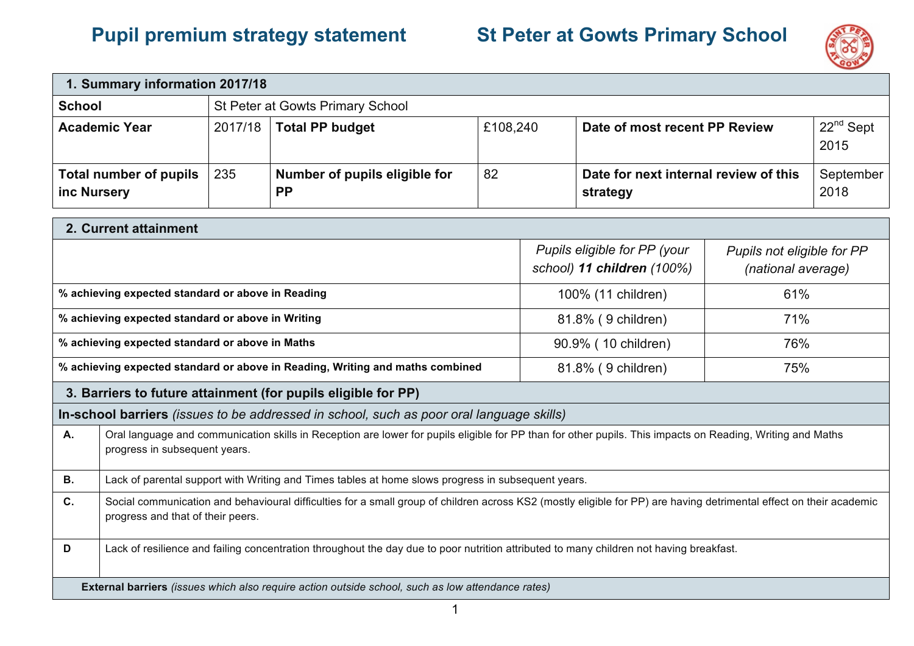# Pupil premium strategy statement — St Peter at Gowts Primary School

| 1. Summary information 2017/18 | | | | | |
|---|---|---|---|---|---|
| **School** | St Peter at Gowts Primary School | | | | |
| **Academic Year** | 2017/18 | **Total PP budget** | £108,240 | **Date of most recent PP Review** | 22nd Sept 2015 |
| **Total number of pupils inc Nursery** | 235 | **Number of pupils eligible for PP** | 82 | **Date for next internal review of this strategy** | September 2018 |

| 2. Current attainment | | |
|---|---|---|
| | *Pupils eligible for PP (your school)* ***11 children*** *(100%)* | *Pupils not eligible for PP (national average)* |
| **% achieving expected standard or above in Reading** | 100% (11 children) | 61% |
| **% achieving expected standard or above in Writing** | 81.8% ( 9 children) | 71% |
| **% achieving expected standard or above in Maths** | 90.9% ( 10 children) | 76% |
| **% achieving expected standard or above in Reading, Writing and maths combined** | 81.8% ( 9 children) | 75% |

| 3. Barriers to future attainment (for pupils eligible for PP) | |
|---|---|
| **In-school barriers** *(issues to be addressed in school, such as poor oral language skills)* | |
| **A.** | Oral language and communication skills in Reception are lower for pupils eligible for PP than for other pupils. This impacts on Reading, Writing and Maths progress in subsequent years. |
| **B.** | Lack of parental support with Writing and Times tables at home slows progress in subsequent years. |
| **C.** | Social communication and behavioural difficulties for a small group of children across KS2 (mostly eligible for PP) are having detrimental effect on their academic progress and that of their peers. |
| **D** | Lack of resilience and failing concentration throughout the day due to poor nutrition attributed to many children not having breakfast. |
| **External barriers** *(issues which also require action outside school, such as low attendance rates)* | |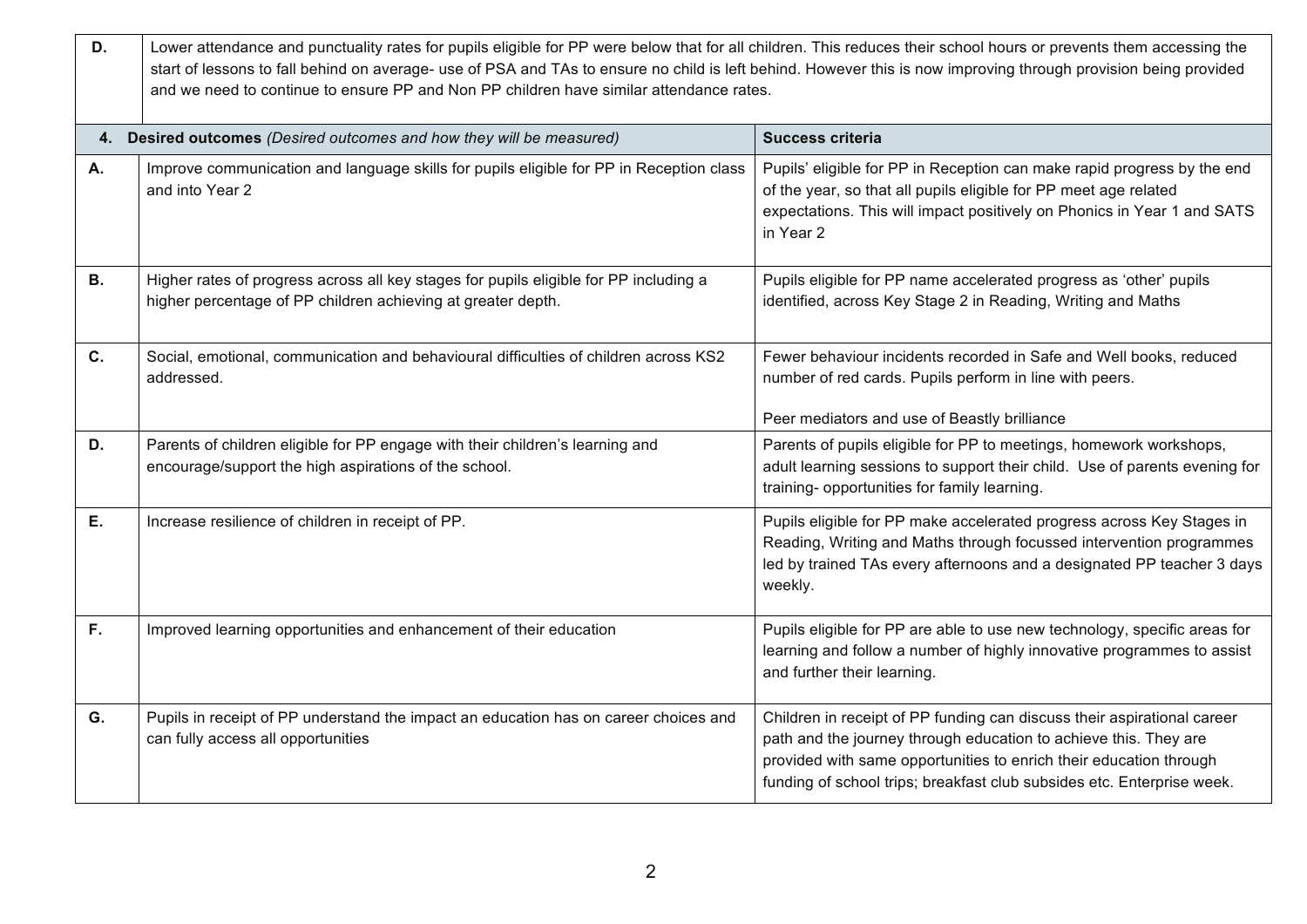| | |
|---|---|
| **D.** | Lower attendance and punctuality rates for pupils eligible for PP were below that for all children. This reduces their school hours or prevents them accessing the start of lessons to fall behind on average- use of PSA and TAs to ensure no child is left behind. However this is now improving through provision being provided and we need to continue to ensure PP and Non PP children have similar attendance rates. |

| **4. Desired outcomes** *(Desired outcomes and how they will be measured)* | | **Success criteria** |
|---|---|---|
| **A.** | Improve communication and language skills for pupils eligible for PP in Reception class and into Year 2 | Pupils' eligible for PP in Reception can make rapid progress by the end of the year, so that all pupils eligible for PP meet age related expectations. This will impact positively on Phonics in Year 1 and SATS in Year 2 |
| **B.** | Higher rates of progress across all key stages for pupils eligible for PP including a higher percentage of PP children achieving at greater depth. | Pupils eligible for PP name accelerated progress as 'other' pupils identified, across Key Stage 2 in Reading, Writing and Maths |
| **C.** | Social, emotional, communication and behavioural difficulties of children across KS2 addressed. | Fewer behaviour incidents recorded in Safe and Well books, reduced number of red cards. Pupils perform in line with peers.<br><br>Peer mediators and use of Beastly brilliance |
| **D.** | Parents of children eligible for PP engage with their children's learning and encourage/support the high aspirations of the school. | Parents of pupils eligible for PP to meetings, homework workshops, adult learning sessions to support their child. Use of parents evening for training- opportunities for family learning. |
| **E.** | Increase resilience of children in receipt of PP. | Pupils eligible for PP make accelerated progress across Key Stages in Reading, Writing and Maths through focussed intervention programmes led by trained TAs every afternoons and a designated PP teacher 3 days weekly. |
| **F.** | Improved learning opportunities and enhancement of their education | Pupils eligible for PP are able to use new technology, specific areas for learning and follow a number of highly innovative programmes to assist and further their learning. |
| **G.** | Pupils in receipt of PP understand the impact an education has on career choices and can fully access all opportunities | Children in receipt of PP funding can discuss their aspirational career path and the journey through education to achieve this. They are provided with same opportunities to enrich their education through funding of school trips; breakfast club subsides etc. Enterprise week. |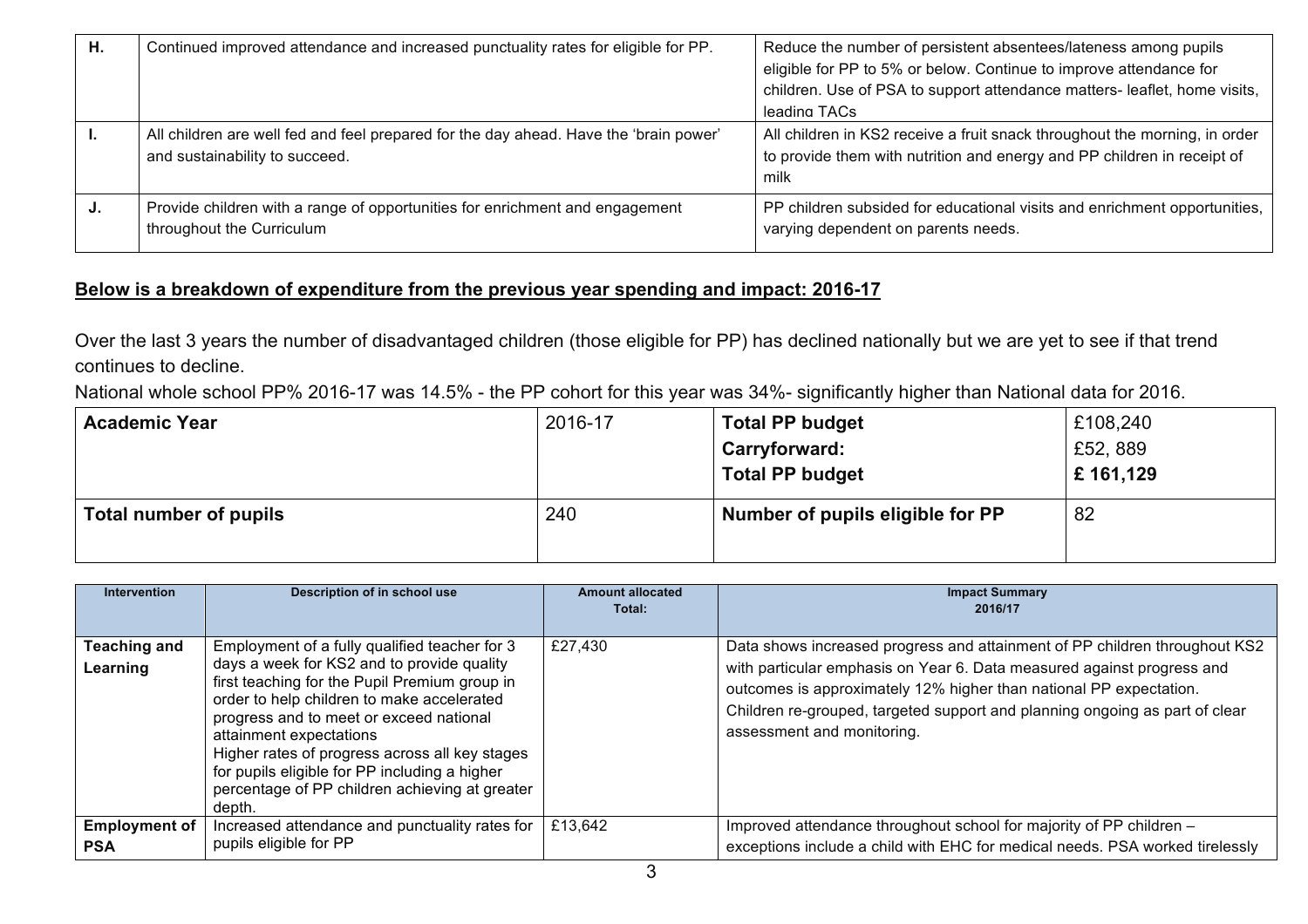| | | |
|---|---|---|
| **H.** | Continued improved attendance and increased punctuality rates for eligible for PP. | Reduce the number of persistent absentees/lateness among pupils eligible for PP to 5% or below. Continue to improve attendance for children. Use of PSA to support attendance matters- leaflet, home visits, leading TACs |
| **I.** | All children are well fed and feel prepared for the day ahead. Have the 'brain power' and sustainability to succeed. | All children in KS2 receive a fruit snack throughout the morning, in order to provide them with nutrition and energy and PP children in receipt of milk |
| **J.** | Provide children with a range of opportunities for enrichment and engagement throughout the Curriculum | PP children subsided for educational visits and enrichment opportunities, varying dependent on parents needs. |

**Below is a breakdown of expenditure from the previous year spending and impact: 2016-17**

Over the last 3 years the number of disadvantaged children (those eligible for PP) has declined nationally but we are yet to see if that trend continues to decline.

National whole school PP% 2016-17 was 14.5% - the PP cohort for this year was 34%- significantly higher than National data for 2016.

| **Academic Year** | 2016-17 | **Total PP budget**<br>**Carryforward:**<br>**Total PP budget** | £108,240<br>£52, 889<br>**£ 161,129** |
|---|---|---|---|
| **Total number of pupils** | 240 | **Number of pupils eligible for PP** | 82 |

| Intervention | Description of in school use | Amount allocated Total: | Impact Summary 2016/17 |
|---|---|---|---|
| **Teaching and Learning** | Employment of a fully qualified teacher for 3 days a week for KS2 and to provide quality first teaching for the Pupil Premium group in order to help children to make accelerated progress and to meet or exceed national attainment expectations<br>Higher rates of progress across all key stages for pupils eligible for PP including a higher percentage of PP children achieving at greater depth. | £27,430 | Data shows increased progress and attainment of PP children throughout KS2 with particular emphasis on Year 6. Data measured against progress and outcomes is approximately 12% higher than national PP expectation. Children re-grouped, targeted support and planning ongoing as part of clear assessment and monitoring. |
| **Employment of PSA** | Increased attendance and punctuality rates for pupils eligible for PP | £13,642 | Improved attendance throughout school for majority of PP children – exceptions include a child with EHC for medical needs. PSA worked tirelessly |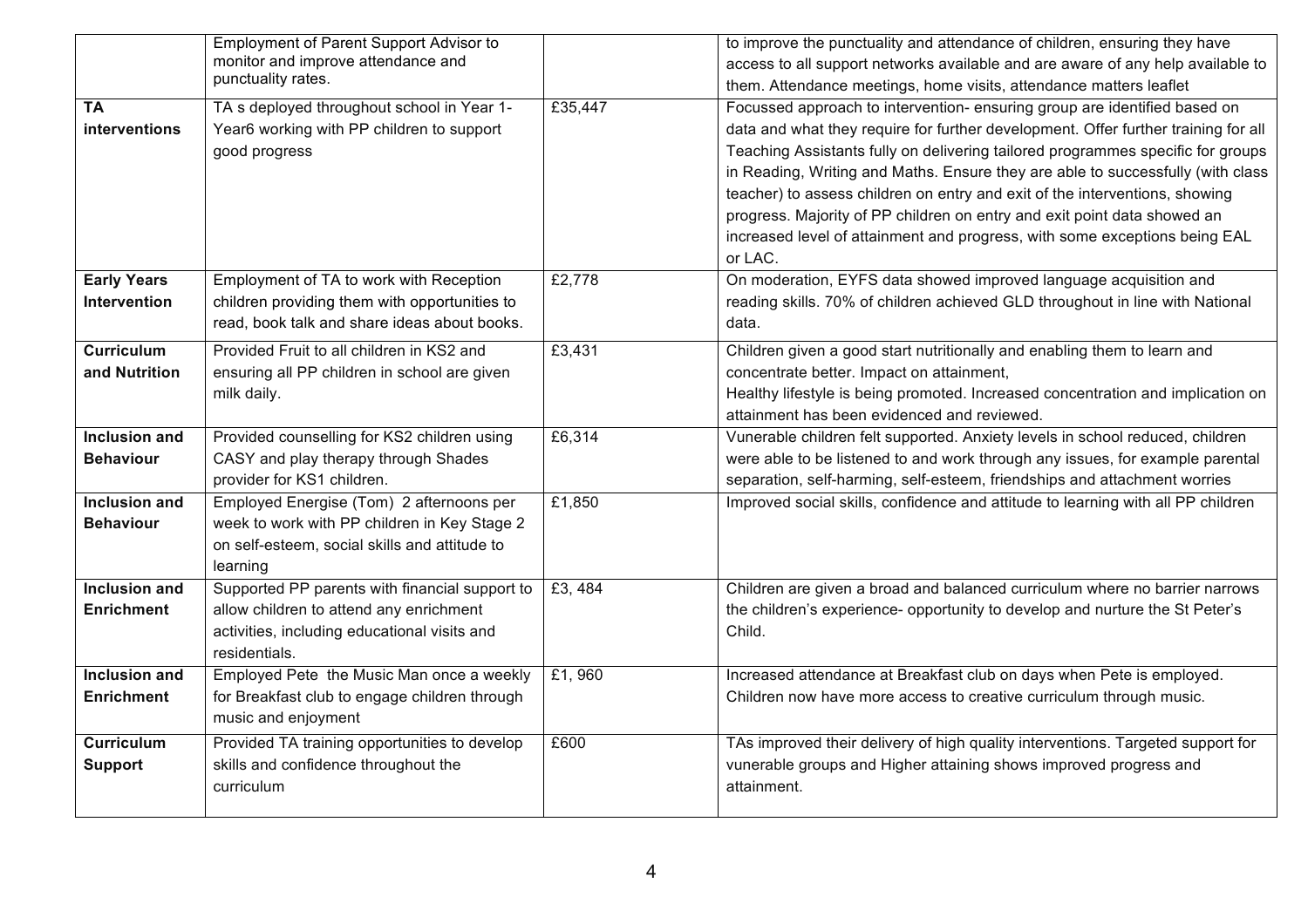| | | | |
|---|---|---|---|
| | Employment of Parent Support Advisor to monitor and improve attendance and punctuality rates. | | to improve the punctuality and attendance of children, ensuring they have access to all support networks available and are aware of any help available to them. Attendance meetings, home visits, attendance matters leaflet |
| **TA interventions** | TA s deployed throughout school in Year 1-Year6 working with PP children to support good progress | £35,447 | Focussed approach to intervention- ensuring group are identified based on data and what they require for further development. Offer further training for all Teaching Assistants fully on delivering tailored programmes specific for groups in Reading, Writing and Maths. Ensure they are able to successfully (with class teacher) to assess children on entry and exit of the interventions, showing progress. Majority of PP children on entry and exit point data showed an increased level of attainment and progress, with some exceptions being EAL or LAC. |
| **Early Years Intervention** | Employment of TA to work with Reception children providing them with opportunities to read, book talk and share ideas about books. | £2,778 | On moderation, EYFS data showed improved language acquisition and reading skills. 70% of children achieved GLD throughout in line with National data. |
| **Curriculum and Nutrition** | Provided Fruit to all children in KS2 and ensuring all PP children in school are given milk daily. | £3,431 | Children given a good start nutritionally and enabling them to learn and concentrate better. Impact on attainment,<br>Healthy lifestyle is being promoted. Increased concentration and implication on attainment has been evidenced and reviewed. |
| **Inclusion and Behaviour** | Provided counselling for KS2 children using CASY and play therapy through Shades provider for KS1 children. | £6,314 | Vunerable children felt supported. Anxiety levels in school reduced, children were able to be listened to and work through any issues, for example parental separation, self-harming, self-esteem, friendships and attachment worries |
| **Inclusion and Behaviour** | Employed Energise (Tom) 2 afternoons per week to work with PP children in Key Stage 2 on self-esteem, social skills and attitude to learning | £1,850 | Improved social skills, confidence and attitude to learning with all PP children |
| **Inclusion and Enrichment** | Supported PP parents with financial support to allow children to attend any enrichment activities, including educational visits and residentials. | £3, 484 | Children are given a broad and balanced curriculum where no barrier narrows the children's experience- opportunity to develop and nurture the St Peter's Child. |
| **Inclusion and Enrichment** | Employed Pete the Music Man once a weekly for Breakfast club to engage children through music and enjoyment | £1, 960 | Increased attendance at Breakfast club on days when Pete is employed. Children now have more access to creative curriculum through music. |
| **Curriculum Support** | Provided TA training opportunities to develop skills and confidence throughout the curriculum | £600 | TAs improved their delivery of high quality interventions. Targeted support for vunerable groups and Higher attaining shows improved progress and attainment. |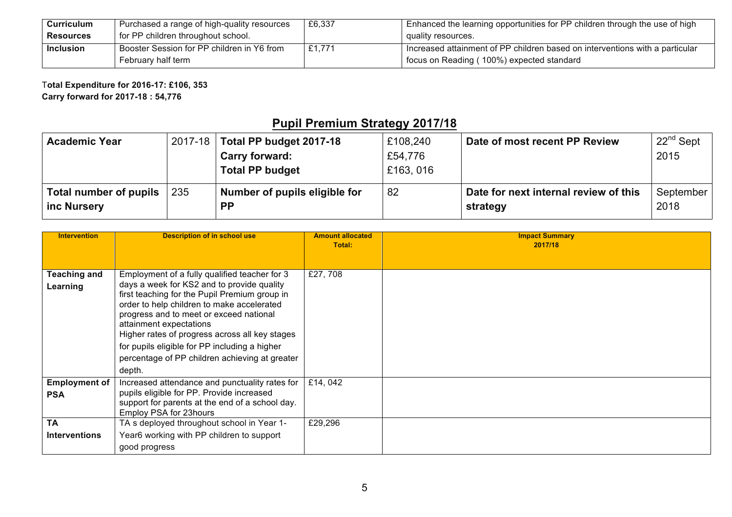| **Curriculum Resources** | Purchased a range of high-quality resources for PP children throughout school. | £6,337 | Enhanced the learning opportunities for PP children through the use of high quality resources. |
|---|---|---|---|
| **Inclusion** | Booster Session for PP children in Y6 from February half term | £1,771 | Increased attainment of PP children based on interventions with a particular focus on Reading ( 100%) expected standard |

**Total Expenditure for 2016-17: £106, 353**
**Carry forward for 2017-18 : 54,776**

## Pupil Premium Strategy 2017/18

| **Academic Year** | 2017-18 | **Total PP budget 2017-18**<br>**Carry forward:**<br>**Total PP budget** | £108,240<br>£54,776<br>£163, 016 | **Date of most recent PP Review** | 22nd Sept 2015 |
|---|---|---|---|---|---|
| **Total number of pupils inc Nursery** | 235 | **Number of pupils eligible for PP** | 82 | **Date for next internal review of this strategy** | September 2018 |

| **Intervention** | **Description of in school use** | **Amount allocated Total:** | **Impact Summary 2017/18** |
|---|---|---|---|
| **Teaching and Learning** | Employment of a fully qualified teacher for 3 days a week for KS2 and to provide quality first teaching for the Pupil Premium group in order to help children to make accelerated progress and to meet or exceed national attainment expectations<br>Higher rates of progress across all key stages for pupils eligible for PP including a higher percentage of PP children achieving at greater depth. | £27, 708 | |
| **Employment of PSA** | Increased attendance and punctuality rates for pupils eligible for PP. Provide increased support for parents at the end of a school day. Employ PSA for 23hours | £14, 042 | |
| **TA Interventions** | TA s deployed throughout school in Year 1-Year6 working with PP children to support good progress | £29,296 | |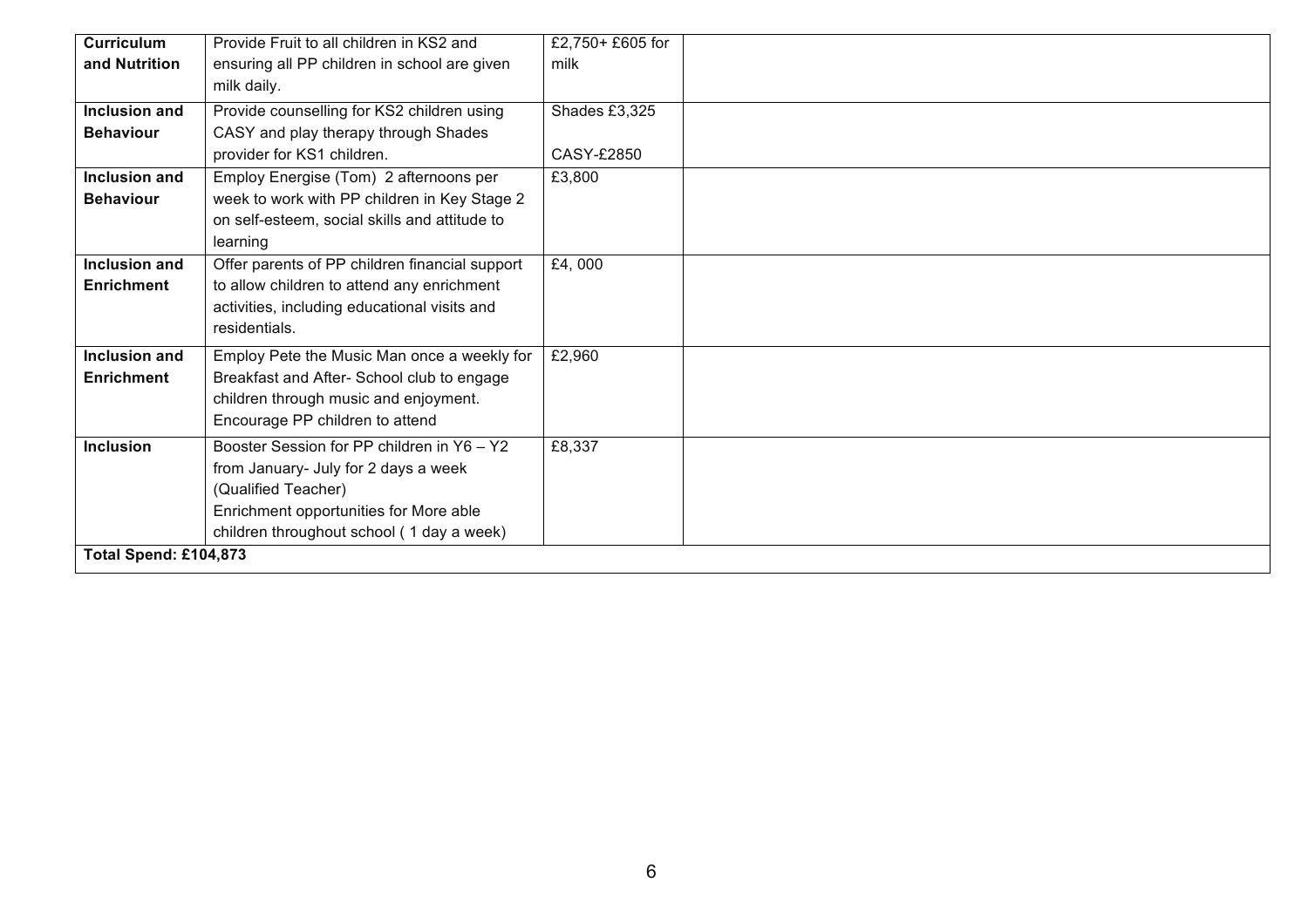| | | | |
|---|---|---|---|
| **Curriculum and Nutrition** | Provide Fruit to all children in KS2 and ensuring all PP children in school are given milk daily. | £2,750+ £605 for milk | |
| **Inclusion and Behaviour** | Provide counselling for KS2 children using CASY and play therapy through Shades provider for KS1 children. | Shades £3,325<br><br>CASY-£2850 | |
| **Inclusion and Behaviour** | Employ Energise (Tom) 2 afternoons per week to work with PP children in Key Stage 2 on self-esteem, social skills and attitude to learning | £3,800 | |
| **Inclusion and Enrichment** | Offer parents of PP children financial support to allow children to attend any enrichment activities, including educational visits and residentials. | £4, 000 | |
| **Inclusion and Enrichment** | Employ Pete the Music Man once a weekly for Breakfast and After- School club to engage children through music and enjoyment. Encourage PP children to attend | £2,960 | |
| **Inclusion** | Booster Session for PP children in Y6 – Y2 from January- July for 2 days a week (Qualified Teacher)<br>Enrichment opportunities for More able children throughout school ( 1 day a week) | £8,337 | |
| **Total Spend: £104,873** | | | |